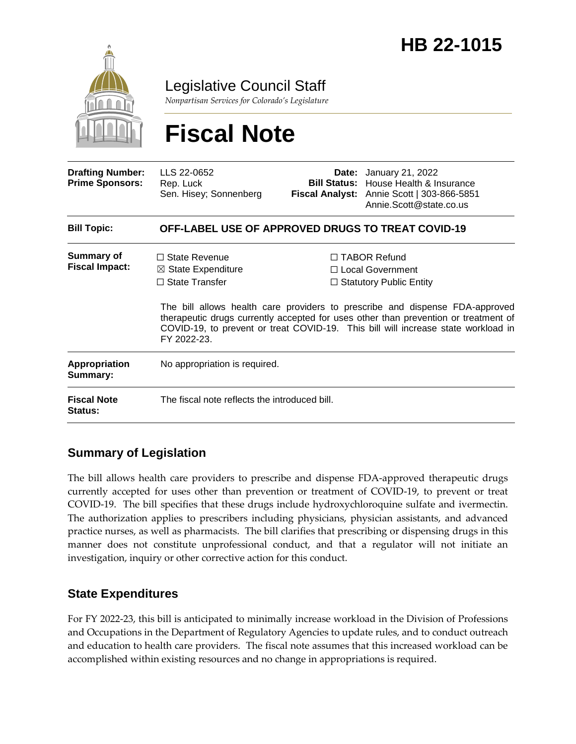# HB 22-1015

Legislative Council Staff

*Nonpartisan Services for Colorado's Legislature*

# Fiscal Note

| | | | |
|---|---|---|---|
| **Drafting Number:** | LLS 22-0652 | **Date:** | January 21, 2022 |
| **Prime Sponsors:** | Rep. Luck<br>Sen. Hisey; Sonnenberg | **Bill Status:** | House Health & Insurance |
| | | **Fiscal Analyst:** | Annie Scott \| 303-866-5851<br>Annie.Scott@state.co.us |

| | |
|---|---|
| **Bill Topic:** | **OFF-LABEL USE OF APPROVED DRUGS TO TREAT COVID-19** |
| **Summary of Fiscal Impact:** | ☐ State Revenue<br>☒ State Expenditure<br>☐ State Transfer<br>☐ TABOR Refund<br>☐ Local Government<br>☐ Statutory Public Entity<br><br>The bill allows health care providers to prescribe and dispense FDA-approved therapeutic drugs currently accepted for uses other than prevention or treatment of COVID-19, to prevent or treat COVID-19. This bill will increase state workload in FY 2022-23. |
| **Appropriation Summary:** | No appropriation is required. |
| **Fiscal Note Status:** | The fiscal note reflects the introduced bill. |

## Summary of Legislation

The bill allows health care providers to prescribe and dispense FDA-approved therapeutic drugs currently accepted for uses other than prevention or treatment of COVID-19, to prevent or treat COVID-19. The bill specifies that these drugs include hydroxychloroquine sulfate and ivermectin. The authorization applies to prescribers including physicians, physician assistants, and advanced practice nurses, as well as pharmacists. The bill clarifies that prescribing or dispensing drugs in this manner does not constitute unprofessional conduct, and that a regulator will not initiate an investigation, inquiry or other corrective action for this conduct.

## State Expenditures

For FY 2022-23, this bill is anticipated to minimally increase workload in the Division of Professions and Occupations in the Department of Regulatory Agencies to update rules, and to conduct outreach and education to health care providers. The fiscal note assumes that this increased workload can be accomplished within existing resources and no change in appropriations is required.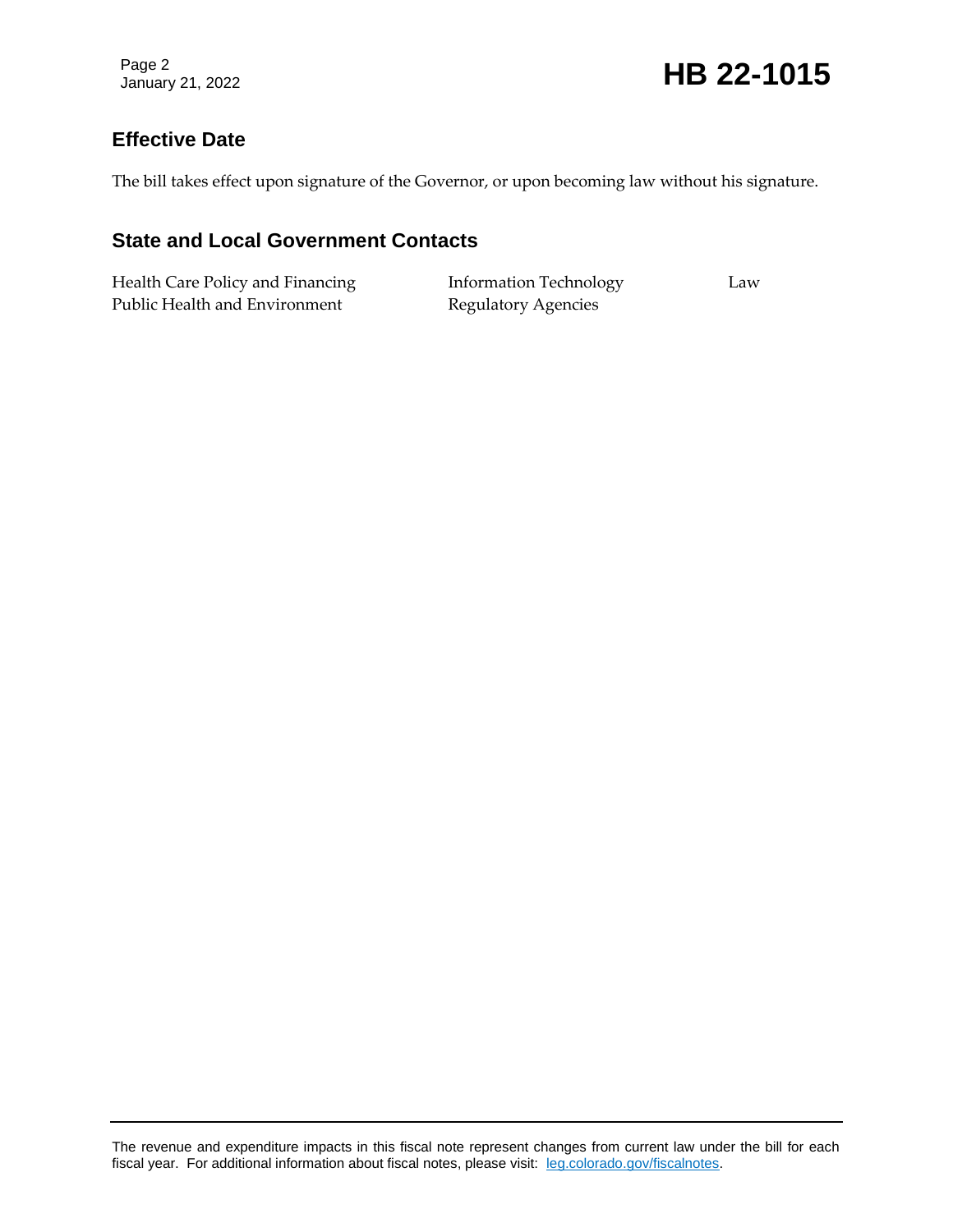## Effective Date

The bill takes effect upon signature of the Governor, or upon becoming law without his signature.

## State and Local Government Contacts

| | | |
|---|---|---|
| Health Care Policy and Financing | Information Technology | Law |
| Public Health and Environment | Regulatory Agencies | |

The revenue and expenditure impacts in this fiscal note represent changes from current law under the bill for each fiscal year. For additional information about fiscal notes, please visit: leg.colorado.gov/fiscalnotes.